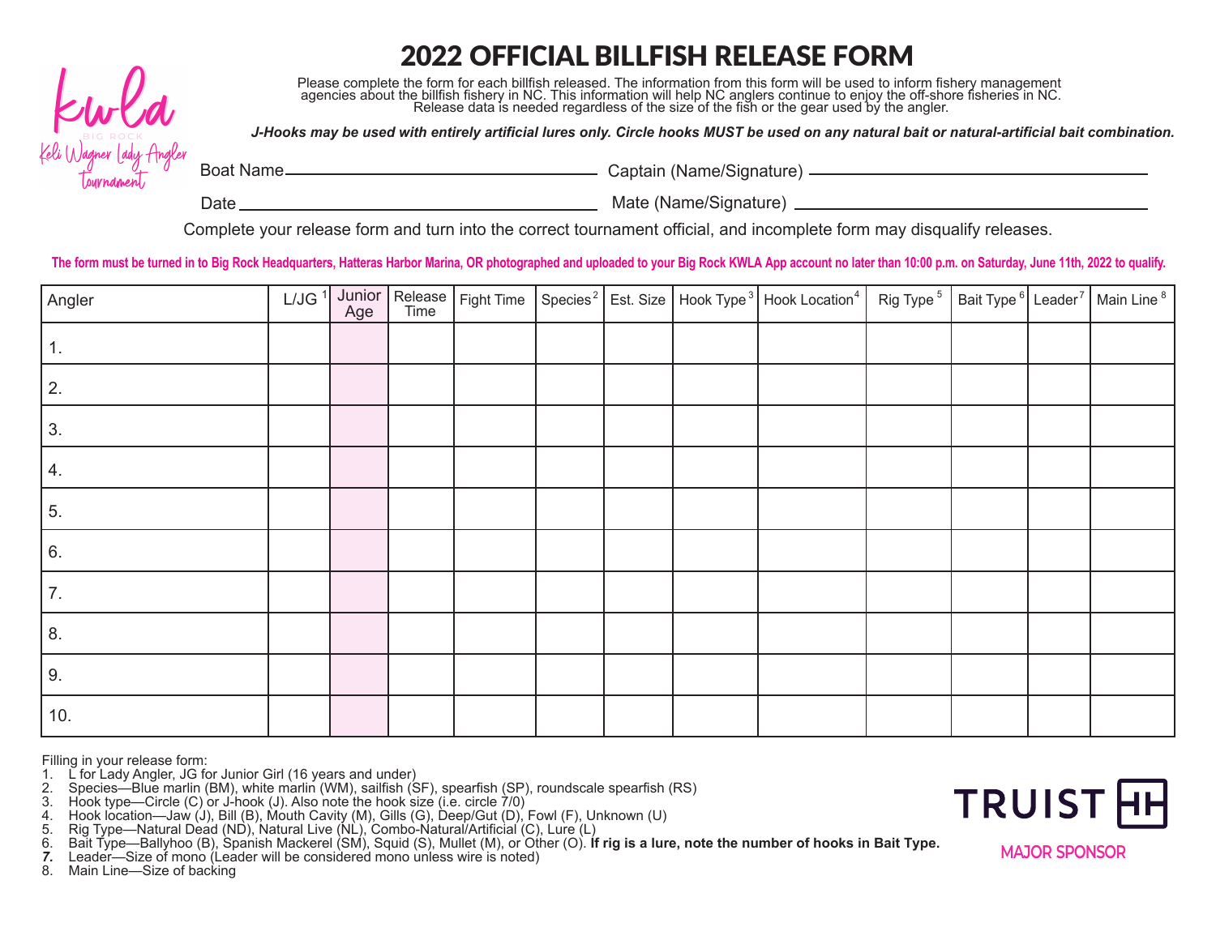# 2022 OFFICIAL BILLFISH RELEASE FORM

kwla
BIG ROCK
Keli Wagner Lady Angler tournament

Please complete the form for each billfish released. The information from this form will be used to inform fishery management agencies about the billfish fishery in NC. This information will help NC anglers continue to enjoy the off-shore fisheries in NC. Release data is needed regardless of the size of the fish or the gear used by the angler.

***J-Hooks may be used with entirely artificial lures only. Circle hooks MUST be used on any natural bait or natural-artificial bait combination.***

Boat Name ______________________ Captain (Name/Signature) ______________________

Date ______________________ Mate (Name/Signature) ______________________

Complete your release form and turn into the correct tournament official, and incomplete form may disqualify releases.

**The form must be turned in to Big Rock Headquarters, Hatteras Harbor Marina, OR photographed and uploaded to your Big Rock KWLA App account no later than 10:00 p.m. on Saturday, June 11th, 2022 to qualify.**

| Angler | L/JG [1] | Junior Age | Release Time | Fight Time | Species [2] | Est. Size | Hook Type [3] | Hook Location [4] | Rig Type [5] | Bait Type [6] | Leader [7] | Main Line [8] |
|---|---|---|---|---|---|---|---|---|---|---|---|---|
| 1. | | | | | | | | | | | | |
| 2. | | | | | | | | | | | | |
| 3. | | | | | | | | | | | | |
| 4. | | | | | | | | | | | | |
| 5. | | | | | | | | | | | | |
| 6. | | | | | | | | | | | | |
| 7. | | | | | | | | | | | | |
| 8. | | | | | | | | | | | | |
| 9. | | | | | | | | | | | | |
| 10. | | | | | | | | | | | | |

Filling in your release form:

1. L for Lady Angler, JG for Junior Girl (16 years and under)
2. Species—Blue marlin (BM), white marlin (WM), sailfish (SF), spearfish (SP), roundscale spearfish (RS)
3. Hook type—Circle (C) or J-hook (J). Also note the hook size (i.e. circle 7/0)
4. Hook location—Jaw (J), Bill (B), Mouth Cavity (M), Gills (G), Deep/Gut (D), Fowl (F), Unknown (U)
5. Rig Type—Natural Dead (ND), Natural Live (NL), Combo-Natural/Artificial (C), Lure (L)
6. Bait Type—Ballyhoo (B), Spanish Mackerel (SM), Squid (S), Mullet (M), or Other (O). **If rig is a lure, note the number of hooks in Bait Type.**
7. Leader—Size of mono (Leader will be considered mono unless wire is noted)
8. Main Line—Size of backing

TRUIST
MAJOR SPONSOR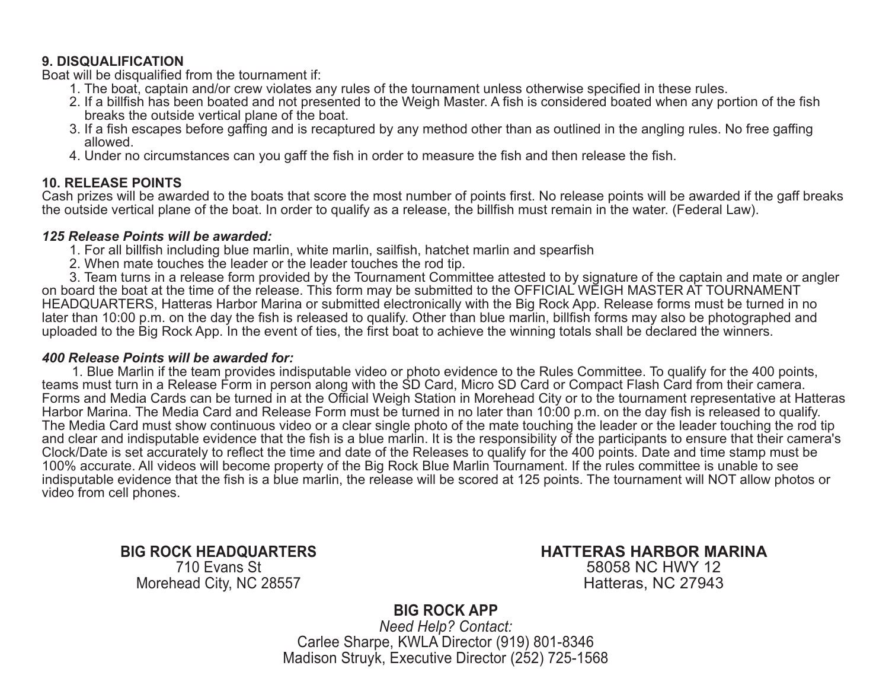**9. DISQUALIFICATION**

Boat will be disqualified from the tournament if:

1. The boat, captain and/or crew violates any rules of the tournament unless otherwise specified in these rules.
2. If a billfish has been boated and not presented to the Weigh Master. A fish is considered boated when any portion of the fish breaks the outside vertical plane of the boat.
3. If a fish escapes before gaffing and is recaptured by any method other than as outlined in the angling rules. No free gaffing allowed.
4. Under no circumstances can you gaff the fish in order to measure the fish and then release the fish.

**10. RELEASE POINTS**

Cash prizes will be awarded to the boats that score the most number of points first. No release points will be awarded if the gaff breaks the outside vertical plane of the boat. In order to qualify as a release, the billfish must remain in the water. (Federal Law).

***125 Release Points will be awarded:***

1. For all billfish including blue marlin, white marlin, sailfish, hatchet marlin and spearfish
2. When mate touches the leader or the leader touches the rod tip.
3. Team turns in a release form provided by the Tournament Committee attested to by signature of the captain and mate or angler on board the boat at the time of the release. This form may be submitted to the OFFICIAL WEIGH MASTER AT TOURNAMENT HEADQUARTERS, Hatteras Harbor Marina or submitted electronically with the Big Rock App. Release forms must be turned in no later than 10:00 p.m. on the day the fish is released to qualify. Other than blue marlin, billfish forms may also be photographed and uploaded to the Big Rock App. In the event of ties, the first boat to achieve the winning totals shall be declared the winners.

***400 Release Points will be awarded for:***

1. Blue Marlin if the team provides indisputable video or photo evidence to the Rules Committee. To qualify for the 400 points, teams must turn in a Release Form in person along with the SD Card, Micro SD Card or Compact Flash Card from their camera. Forms and Media Cards can be turned in at the Official Weigh Station in Morehead City or to the tournament representative at Hatteras Harbor Marina. The Media Card and Release Form must be turned in no later than 10:00 p.m. on the day fish is released to qualify. The Media Card must show continuous video or a clear single photo of the mate touching the leader or the leader touching the rod tip and clear and indisputable evidence that the fish is a blue marlin. It is the responsibility of the participants to ensure that their camera's Clock/Date is set accurately to reflect the time and date of the Releases to qualify for the 400 points. Date and time stamp must be 100% accurate. All videos will become property of the Big Rock Blue Marlin Tournament. If the rules committee is unable to see indisputable evidence that the fish is a blue marlin, the release will be scored at 125 points. The tournament will NOT allow photos or video from cell phones.

**BIG ROCK HEADQUARTERS**
710 Evans St
Morehead City, NC 28557

**HATTERAS HARBOR MARINA**
58058 NC HWY 12
Hatteras, NC 27943

**BIG ROCK APP**
*Need Help? Contact:*
Carlee Sharpe, KWLA Director (919) 801-8346
Madison Struyk, Executive Director (252) 725-1568